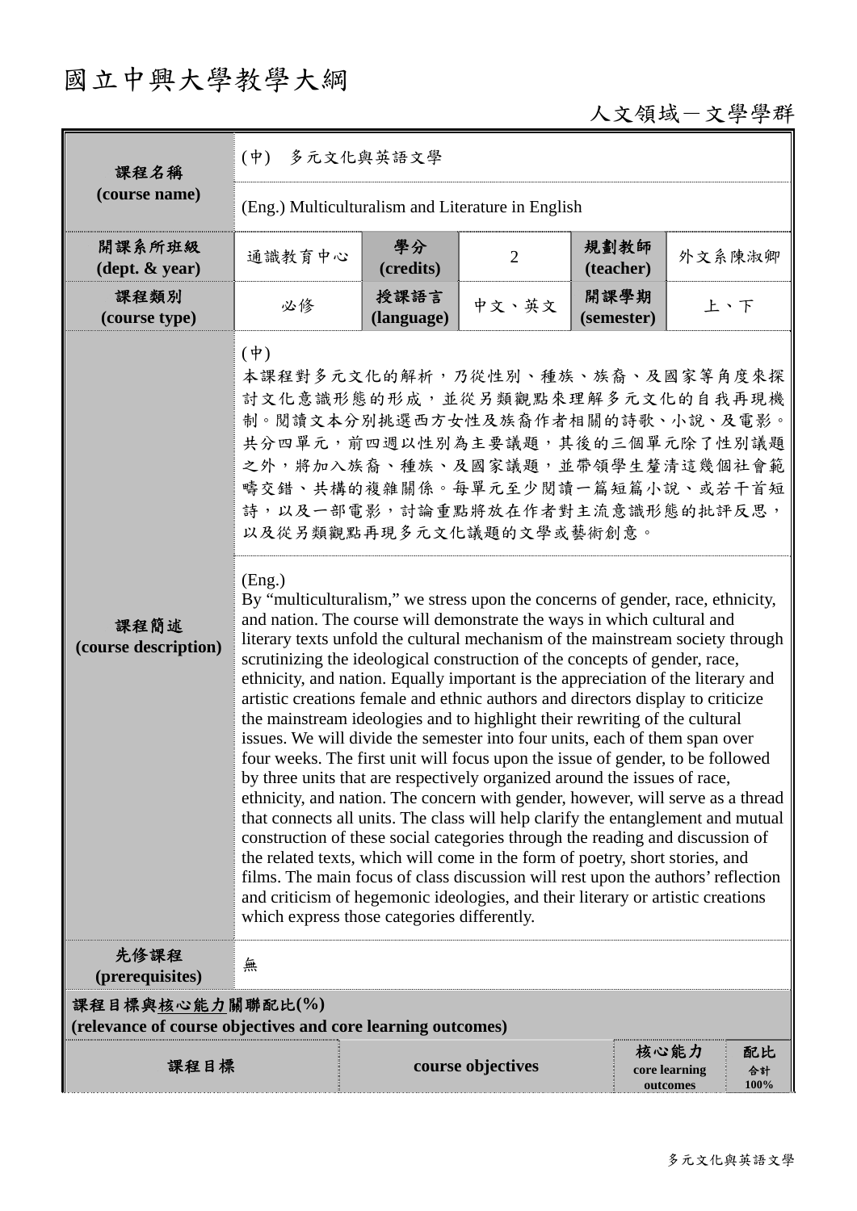# 國立中興大學教學大綱

人文領域－文學學群

| 課程名稱 (course name) | (中) 多元文化與英語文學 | | | | |
|---|---|---|---|---|---|
| | (Eng.) Multiculturalism and Literature in English | | | | |
| 開課系所班級 (dept. & year) | 通識教育中心 | 學分 (credits) | 2 | 規劃教師 (teacher) | 外文系陳淑卿 |
| 課程類別 (course type) | 必修 | 授課語言 (language) | 中文、英文 | 開課學期 (semester) | 上、下 |
| 課程簡述 (course description) | (中)<br>本課程對多元文化的解析，乃從性別、種族、族裔、及國家等角度來探討文化意識形態的形成，並從另類觀點來理解多元文化的自我再現機制。閱讀文本分別挑選西方女性及族裔作者相關的詩歌、小說、及電影。共分四單元，前四週以性別為主要議題，其後的三個單元除了性別議題之外，將加入族裔、種族、及國家議題，並帶領學生釐清這幾個社會範疇交錯、共構的複雜關係。每單元至少閱讀一篇短篇小說、或若干首短詩，以及一部電影，討論重點將放在作者對主流意識形態的批評反思，以及從另類觀點再現多元文化議題的文學或藝術創意。 | | | | |
| | (Eng.)<br>By "multiculturalism," we stress upon the concerns of gender, race, ethnicity, and nation. The course will demonstrate the ways in which cultural and literary texts unfold the cultural mechanism of the mainstream society through scrutinizing the ideological construction of the concepts of gender, race, ethnicity, and nation. Equally important is the appreciation of the literary and artistic creations female and ethnic authors and directors display to criticize the mainstream ideologies and to highlight their rewriting of the cultural issues. We will divide the semester into four units, each of them span over four weeks. The first unit will focus upon the issue of gender, to be followed by three units that are respectively organized around the issues of race, ethnicity, and nation. The concern with gender, however, will serve as a thread that connects all units. The class will help clarify the entanglement and mutual construction of these social categories through the reading and discussion of the related texts, which will come in the form of poetry, short stories, and films. The main focus of class discussion will rest upon the authors' reflection and criticism of hegemonic ideologies, and their literary or artistic creations which express those categories differently. | | | | |
| 先修課程 (prerequisites) | 無 | | | | |

**課程目標與核心能力關聯配比(%)**
**(relevance of course objectives and core learning outcomes)**

| 課程目標 | course objectives | 核心能力 core learning outcomes | 配比 合計 100% |
|---|---|---|---|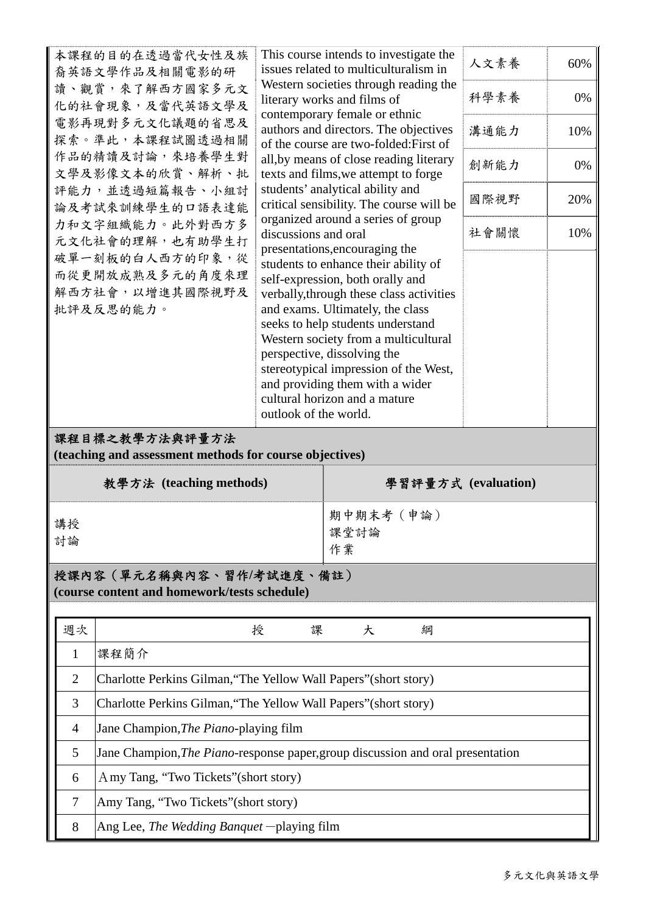| | | | |
|---|---|---|---|
| 本課程的目的在透過當代女性及族裔英語文學作品及相關電影的研讀、觀賞，來了解西方國家多元文化的社會現象，及當代英語文學及電影再現對多元文化議題的省思及探索。準此，本課程試圖透過相關作品的精讀及討論，來培養學生對文學及影像文本的欣賞、解析、批評能力，並透過短篇報告、小組討論及考試來訓練學生的口語表達能力和文字組織能力。此外對西方多元文化社會的理解，也有助學生打破單一刻板的白人西方的印象，從而從更開放成熟及多元的角度來理解西方社會，以增進其國際視野及批評及反思的能力。 | This course intends to investigate the issues related to multiculturalism in Western societies through reading the literary works and films of contemporary female or ethnic authors and directors. The objectives of the course are two-folded:First of all,by means of close reading literary texts and films,we attempt to forge students' analytical ability and critical sensibility. The course will be organized around a series of group discussions and oral presentations,encouraging the students to enhance their ability of self-expression, both orally and verbally,through these class activities and exams. Ultimately, the class seeks to help students understand Western society from a multicultural perspective, dissolving the stereotypical impression of the West, and providing them with a wider cultural horizon and a mature outlook of the world. | 人文素養 | 60% |
| | | 科學素養 | 0% |
| | | 溝通能力 | 10% |
| | | 創新能力 | 0% |
| | | 國際視野 | 20% |
| | | 社會關懷 | 10% |

## 課程目標之教學方法與評量方法 (teaching and assessment methods for course objectives)

| 教學方法 (teaching methods) | 學習評量方式 (evaluation) |
|---|---|
| 講授<br>討論 | 期中期末考（申論）<br>課堂討論<br>作業 |

## 授課內容（單元名稱與內容、習作/考試進度、備註） (course content and homework/tests schedule)

| 週次 | 授　課　大　綱 |
|---|---|
| 1 | 課程簡介 |
| 2 | Charlotte Perkins Gilman,"The Yellow Wall Papers"(short story) |
| 3 | Charlotte Perkins Gilman,"The Yellow Wall Papers"(short story) |
| 4 | Jane Champion,*The Piano*-playing film |
| 5 | Jane Champion,*The Piano*-response paper,group discussion and oral presentation |
| 6 | Amy Tang, "Two Tickets"(short story) |
| 7 | Amy Tang, "Two Tickets"(short story) |
| 8 | Ang Lee, *The Wedding Banquet* —playing film |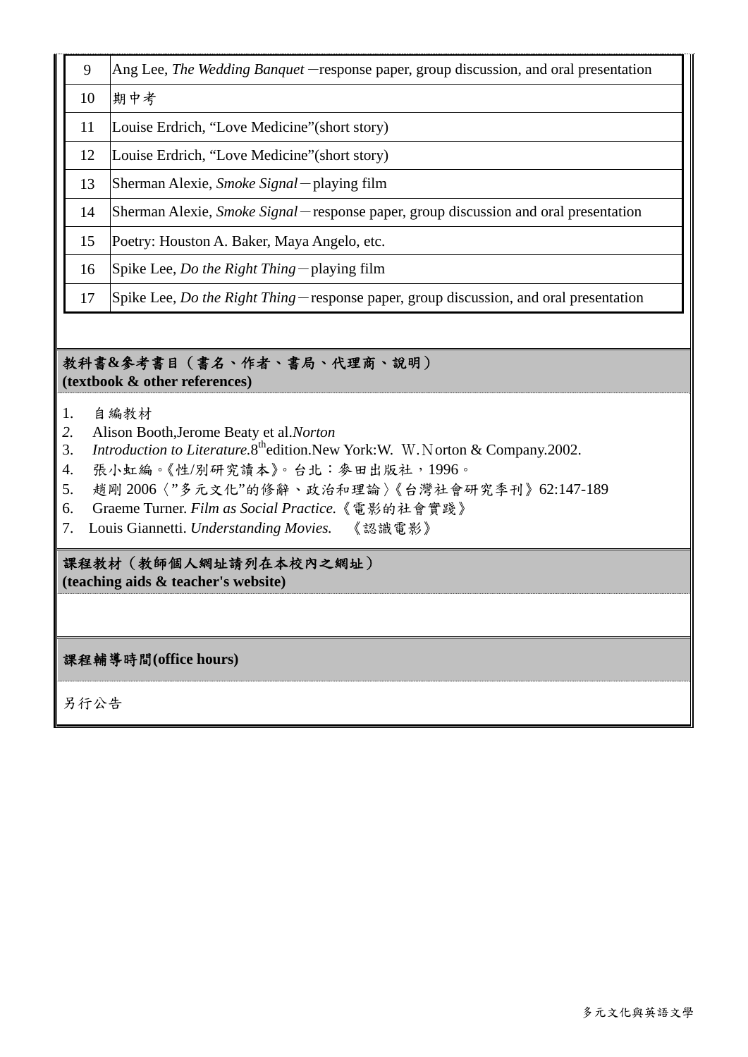| | |
|---|---|
| 9 | Ang Lee, *The Wedding Banquet* －response paper, group discussion, and oral presentation |
| 10 | 期中考 |
| 11 | Louise Erdrich, "Love Medicine"(short story) |
| 12 | Louise Erdrich, "Love Medicine"(short story) |
| 13 | Sherman Alexie, *Smoke Signal*－playing film |
| 14 | Sherman Alexie, *Smoke Signal*－response paper, group discussion and oral presentation |
| 15 | Poetry: Houston A. Baker, Maya Angelo, etc. |
| 16 | Spike Lee, *Do the Right Thing*－playing film |
| 17 | Spike Lee, *Do the Right Thing*－response paper, group discussion, and oral presentation |

**教科書&參考書目（書名、作者、書局、代理商、說明）**
**(textbook & other references)**

1. 自編教材
2. Alison Booth,Jerome Beaty et al.*Norton*
3. *Introduction to Literature*.8th edition.New York:W. Ｗ.Ｎorton & Company.2002.
4. 張小虹編。《性/別研究讀本》。台北：麥田出版社，1996。
5. 趙剛 2006〈"多元文化"的修辭、政治和理論〉《台灣社會研究季刊》62:147-189
6. Graeme Turner. *Film as Social Practice.*《電影的社會實踐》
7. Louis Giannetti. *Understanding Movies.* 《認識電影》

**課程教材（教師個人網址請列在本校內之網址）**
**(teaching aids & teacher's website)**

**課程輔導時間(office hours)**

另行公告